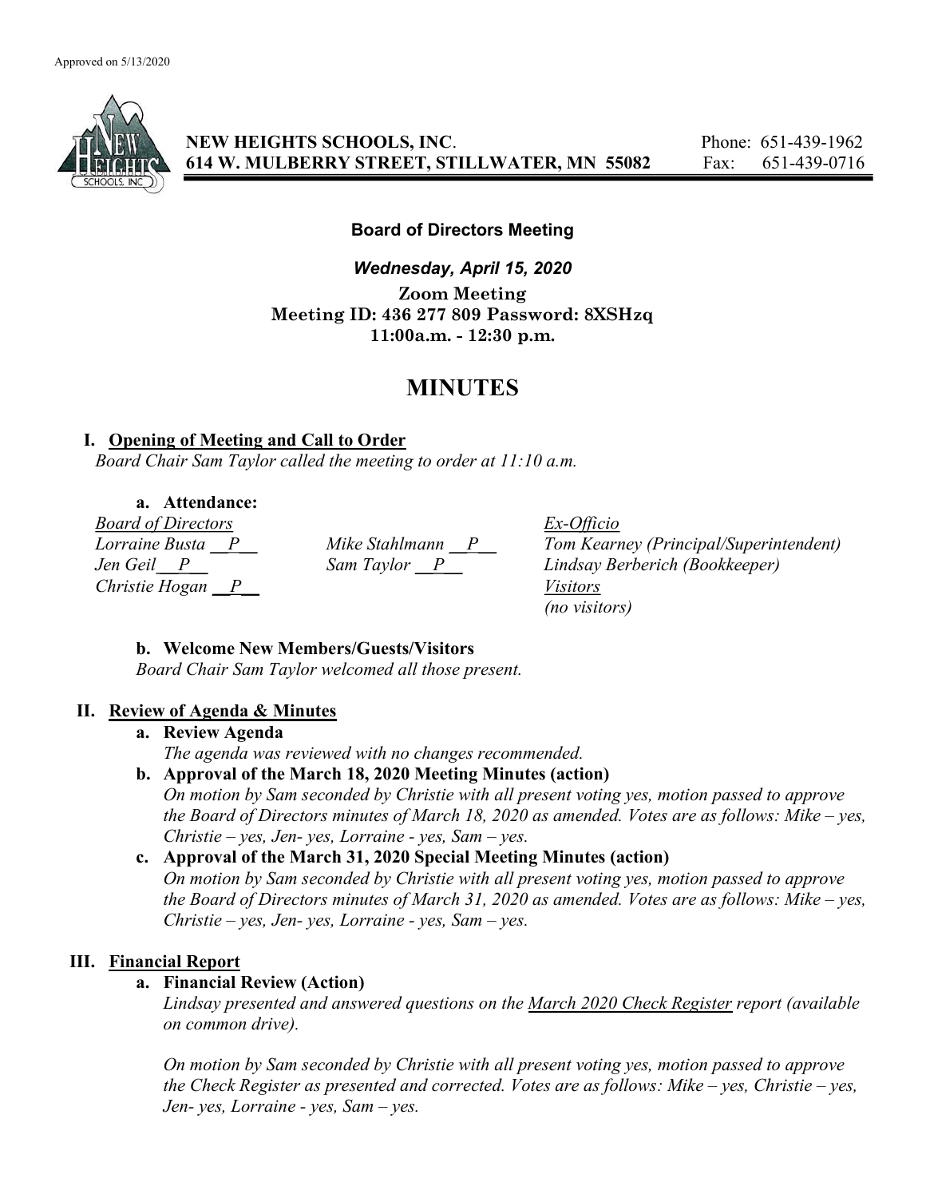Approved on 5/13/2020

**NEW HEIGHTS SCHOOLS, INC.**
**614 W. MULBERRY STREET, STILLWATER, MN 55082**

Phone: 651-439-1962
Fax: 651-439-0716

**Board of Directors Meeting**

***Wednesday, April 15, 2020***

**Zoom Meeting**
**Meeting ID: 436 277 809 Password: 8XSHzq**
**11:00a.m. - 12:30 p.m.**

# MINUTES

## I. Opening of Meeting and Call to Order

*Board Chair Sam Taylor called the meeting to order at 11:10 a.m.*

**a. Attendance:**

| *Board of Directors* | | *Ex-Officio* |
|---|---|---|
| *Lorraine Busta __P__* | *Mike Stahlmann __P__* | *Tom Kearney (Principal/Superintendent)* |
| *Jen Geil __P__* | *Sam Taylor __P__* | *Lindsay Berberich (Bookkeeper)* |
| *Christie Hogan __P__* | | *Visitors* |
| | | *(no visitors)* |

**b. Welcome New Members/Guests/Visitors**

*Board Chair Sam Taylor welcomed all those present.*

## II. Review of Agenda & Minutes

**a. Review Agenda**

*The agenda was reviewed with no changes recommended.*

**b. Approval of the March 18, 2020 Meeting Minutes (action)**

*On motion by Sam seconded by Christie with all present voting yes, motion passed to approve the Board of Directors minutes of March 18, 2020 as amended. Votes are as follows: Mike – yes, Christie – yes, Jen- yes, Lorraine - yes, Sam – yes.*

**c. Approval of the March 31, 2020 Special Meeting Minutes (action)**

*On motion by Sam seconded by Christie with all present voting yes, motion passed to approve the Board of Directors minutes of March 31, 2020 as amended. Votes are as follows: Mike – yes, Christie – yes, Jen- yes, Lorraine - yes, Sam – yes.*

## III. Financial Report

**a. Financial Review (Action)**

*Lindsay presented and answered questions on the March 2020 Check Register report (available on common drive).*

*On motion by Sam seconded by Christie with all present voting yes, motion passed to approve the Check Register as presented and corrected. Votes are as follows: Mike – yes, Christie – yes, Jen- yes, Lorraine - yes, Sam – yes.*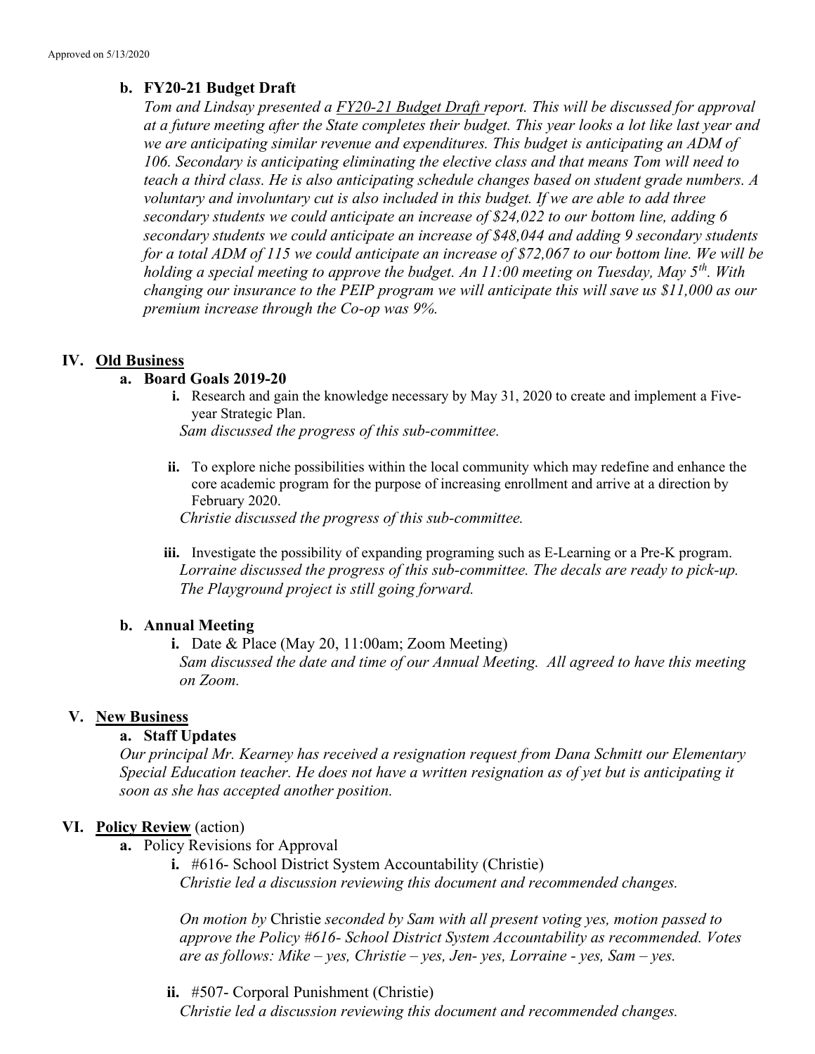Approved on 5/13/2020

**b. FY20-21 Budget Draft**

*Tom and Lindsay presented a FY20-21 Budget Draft report. This will be discussed for approval at a future meeting after the State completes their budget. This year looks a lot like last year and we are anticipating similar revenue and expenditures. This budget is anticipating an ADM of 106. Secondary is anticipating eliminating the elective class and that means Tom will need to teach a third class. He is also anticipating schedule changes based on student grade numbers. A voluntary and involuntary cut is also included in this budget. If we are able to add three secondary students we could anticipate an increase of $24,022 to our bottom line, adding 6 secondary students we could anticipate an increase of $48,044 and adding 9 secondary students for a total ADM of 115 we could anticipate an increase of $72,067 to our bottom line. We will be holding a special meeting to approve the budget. An 11:00 meeting on Tuesday, May 5th. With changing our insurance to the PEIP program we will anticipate this will save us $11,000 as our premium increase through the Co-op was 9%.*

## IV. Old Business

**a. Board Goals 2019-20**

i. Research and gain the knowledge necessary by May 31, 2020 to create and implement a Five-year Strategic Plan.
*Sam discussed the progress of this sub-committee.*

ii. To explore niche possibilities within the local community which may redefine and enhance the core academic program for the purpose of increasing enrollment and arrive at a direction by February 2020.
*Christie discussed the progress of this sub-committee.*

iii. Investigate the possibility of expanding programing such as E-Learning or a Pre-K program.
*Lorraine discussed the progress of this sub-committee. The decals are ready to pick-up. The Playground project is still going forward.*

**b. Annual Meeting**

i. Date & Place (May 20, 11:00am; Zoom Meeting)
*Sam discussed the date and time of our Annual Meeting. All agreed to have this meeting on Zoom.*

## V. New Business

**a. Staff Updates**

*Our principal Mr. Kearney has received a resignation request from Dana Schmitt our Elementary Special Education teacher. He does not have a written resignation as of yet but is anticipating it soon as she has accepted another position.*

## VI. Policy Review (action)

**a.** Policy Revisions for Approval

i. #616- School District System Accountability (Christie)
*Christie led a discussion reviewing this document and recommended changes.*

*On motion by* Christie *seconded by Sam with all present voting yes, motion passed to approve the Policy #616- School District System Accountability as recommended. Votes are as follows: Mike – yes, Christie – yes, Jen- yes, Lorraine - yes, Sam – yes.*

ii. #507- Corporal Punishment (Christie)
*Christie led a discussion reviewing this document and recommended changes.*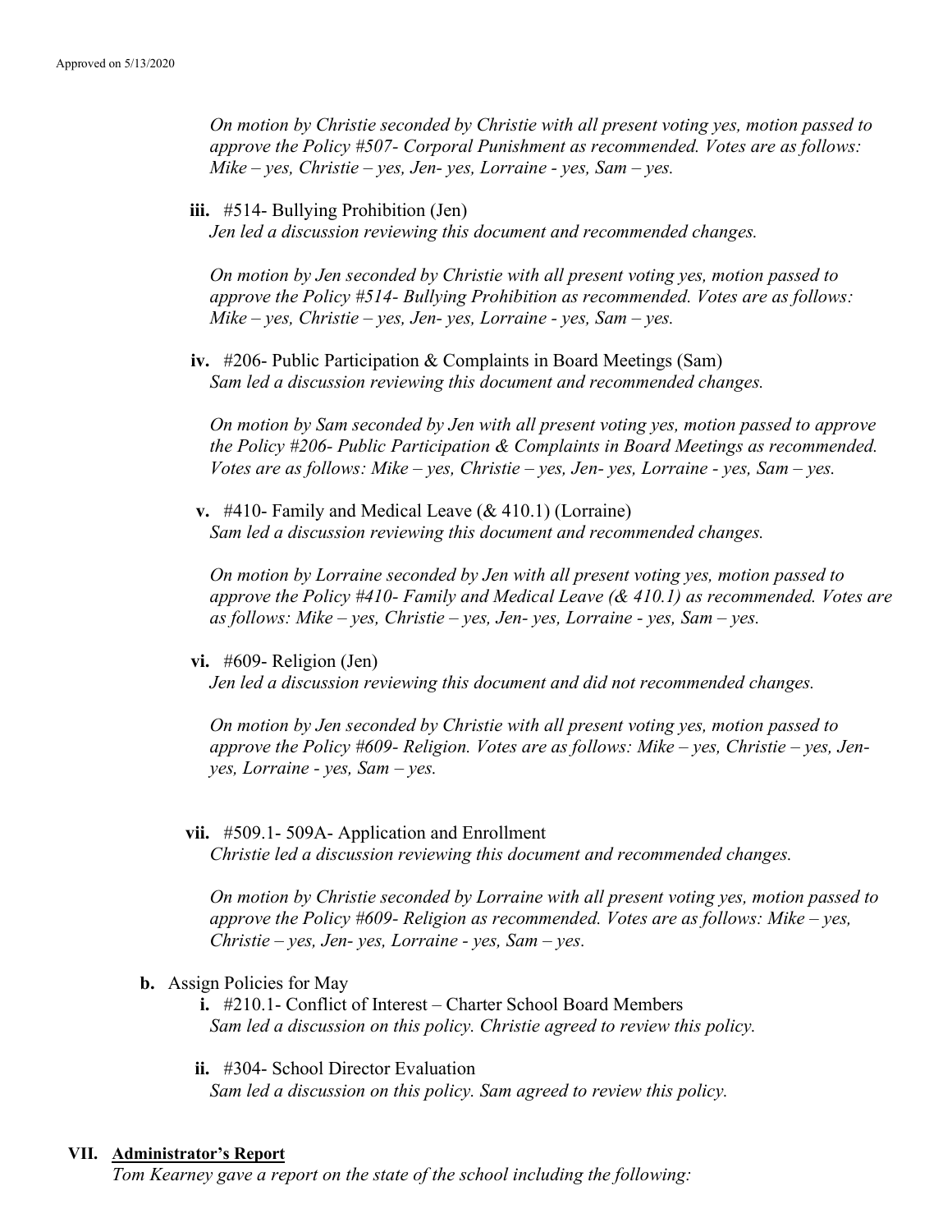*On motion by Christie seconded by Christie with all present voting yes, motion passed to approve the Policy #507- Corporal Punishment as recommended. Votes are as follows: Mike – yes, Christie – yes, Jen- yes, Lorraine - yes, Sam – yes.*

**iii.** #514- Bullying Prohibition (Jen)
*Jen led a discussion reviewing this document and recommended changes.*

*On motion by Jen seconded by Christie with all present voting yes, motion passed to approve the Policy #514- Bullying Prohibition as recommended. Votes are as follows: Mike – yes, Christie – yes, Jen- yes, Lorraine - yes, Sam – yes.*

**iv.** #206- Public Participation & Complaints in Board Meetings (Sam)
*Sam led a discussion reviewing this document and recommended changes.*

*On motion by Sam seconded by Jen with all present voting yes, motion passed to approve the Policy #206- Public Participation & Complaints in Board Meetings as recommended. Votes are as follows: Mike – yes, Christie – yes, Jen- yes, Lorraine - yes, Sam – yes.*

**v.** #410- Family and Medical Leave (& 410.1) (Lorraine)
*Sam led a discussion reviewing this document and recommended changes.*

*On motion by Lorraine seconded by Jen with all present voting yes, motion passed to approve the Policy #410- Family and Medical Leave (& 410.1) as recommended. Votes are as follows: Mike – yes, Christie – yes, Jen- yes, Lorraine - yes, Sam – yes.*

**vi.** #609- Religion (Jen)
*Jen led a discussion reviewing this document and did not recommended changes.*

*On motion by Jen seconded by Christie with all present voting yes, motion passed to approve the Policy #609- Religion. Votes are as follows: Mike – yes, Christie – yes, Jen-yes, Lorraine - yes, Sam – yes.*

**vii.** #509.1- 509A- Application and Enrollment
*Christie led a discussion reviewing this document and recommended changes.*

*On motion by Christie seconded by Lorraine with all present voting yes, motion passed to approve the Policy #609- Religion as recommended. Votes are as follows: Mike – yes, Christie – yes, Jen- yes, Lorraine - yes, Sam – yes.*

**b.** Assign Policies for May

**i.** #210.1- Conflict of Interest – Charter School Board Members
*Sam led a discussion on this policy. Christie agreed to review this policy.*

**ii.** #304- School Director Evaluation
*Sam led a discussion on this policy. Sam agreed to review this policy.*

## VII. Administrator's Report

*Tom Kearney gave a report on the state of the school including the following:*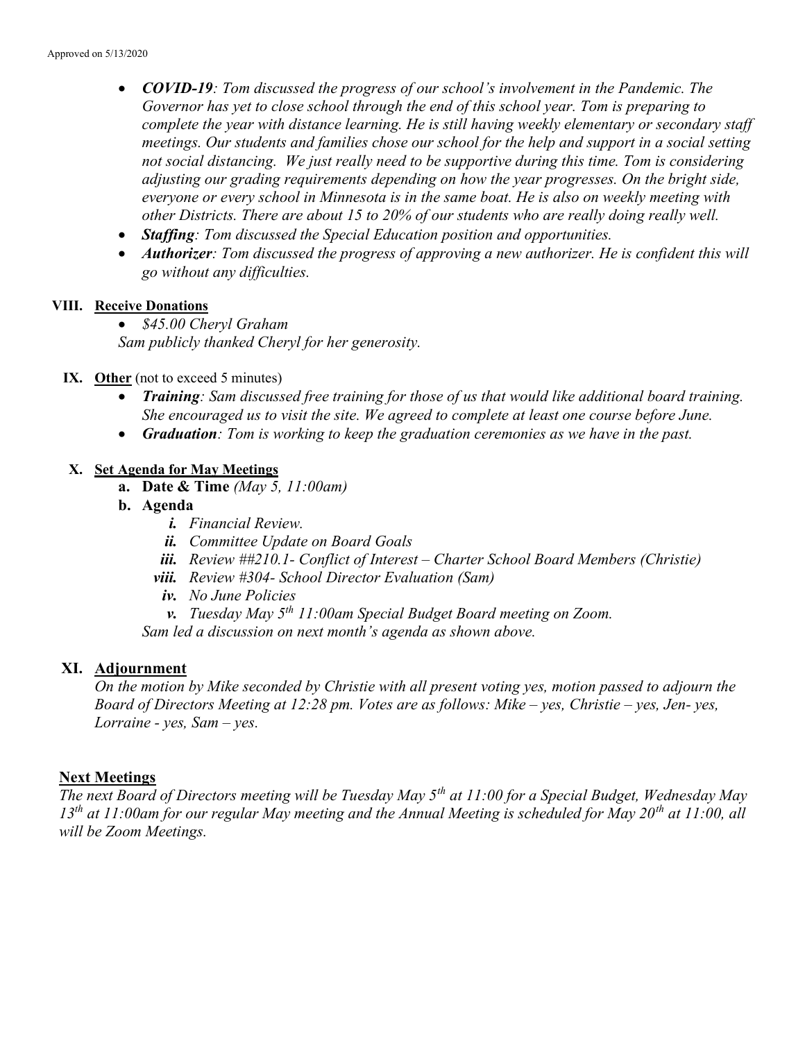Approved on 5/13/2020

- ***COVID-19****: Tom discussed the progress of our school's involvement in the Pandemic. The Governor has yet to close school through the end of this school year. Tom is preparing to complete the year with distance learning. He is still having weekly elementary or secondary staff meetings. Our students and families chose our school for the help and support in a social setting not social distancing. We just really need to be supportive during this time. Tom is considering adjusting our grading requirements depending on how the year progresses. On the bright side, everyone or every school in Minnesota is in the same boat. He is also on weekly meeting with other Districts. There are about 15 to 20% of our students who are really doing really well.*
- ***Staffing****: Tom discussed the Special Education position and opportunities.*
- ***Authorizer****: Tom discussed the progress of approving a new authorizer. He is confident this will go without any difficulties.*

## VIII. Receive Donations

- *$45.00 Cheryl Graham*

*Sam publicly thanked Cheryl for her generosity.*

## IX. Other (not to exceed 5 minutes)

- ***Training****: Sam discussed free training for those of us that would like additional board training. She encouraged us to visit the site. We agreed to complete at least one course before June.*
- ***Graduation****: Tom is working to keep the graduation ceremonies as we have in the past.*

## X. Set Agenda for May Meetings

**a. Date & Time** *(May 5, 11:00am)*

**b. Agenda**

- ***i.*** *Financial Review.*
- ***ii.*** *Committee Update on Board Goals*
- ***iii.*** *Review ##210.1- Conflict of Interest – Charter School Board Members (Christie)*
- ***viii.*** *Review #304- School Director Evaluation (Sam)*
- ***iv.*** *No June Policies*
- ***v.*** *Tuesday May 5th 11:00am Special Budget Board meeting on Zoom.*

*Sam led a discussion on next month's agenda as shown above.*

## XI. Adjournment

*On the motion by Mike seconded by Christie with all present voting yes, motion passed to adjourn the Board of Directors Meeting at 12:28 pm. Votes are as follows: Mike – yes, Christie – yes, Jen- yes, Lorraine - yes, Sam – yes.*

## Next Meetings

*The next Board of Directors meeting will be Tuesday May 5th at 11:00 for a Special Budget, Wednesday May 13th at 11:00am for our regular May meeting and the Annual Meeting is scheduled for May 20th at 11:00, all will be Zoom Meetings.*